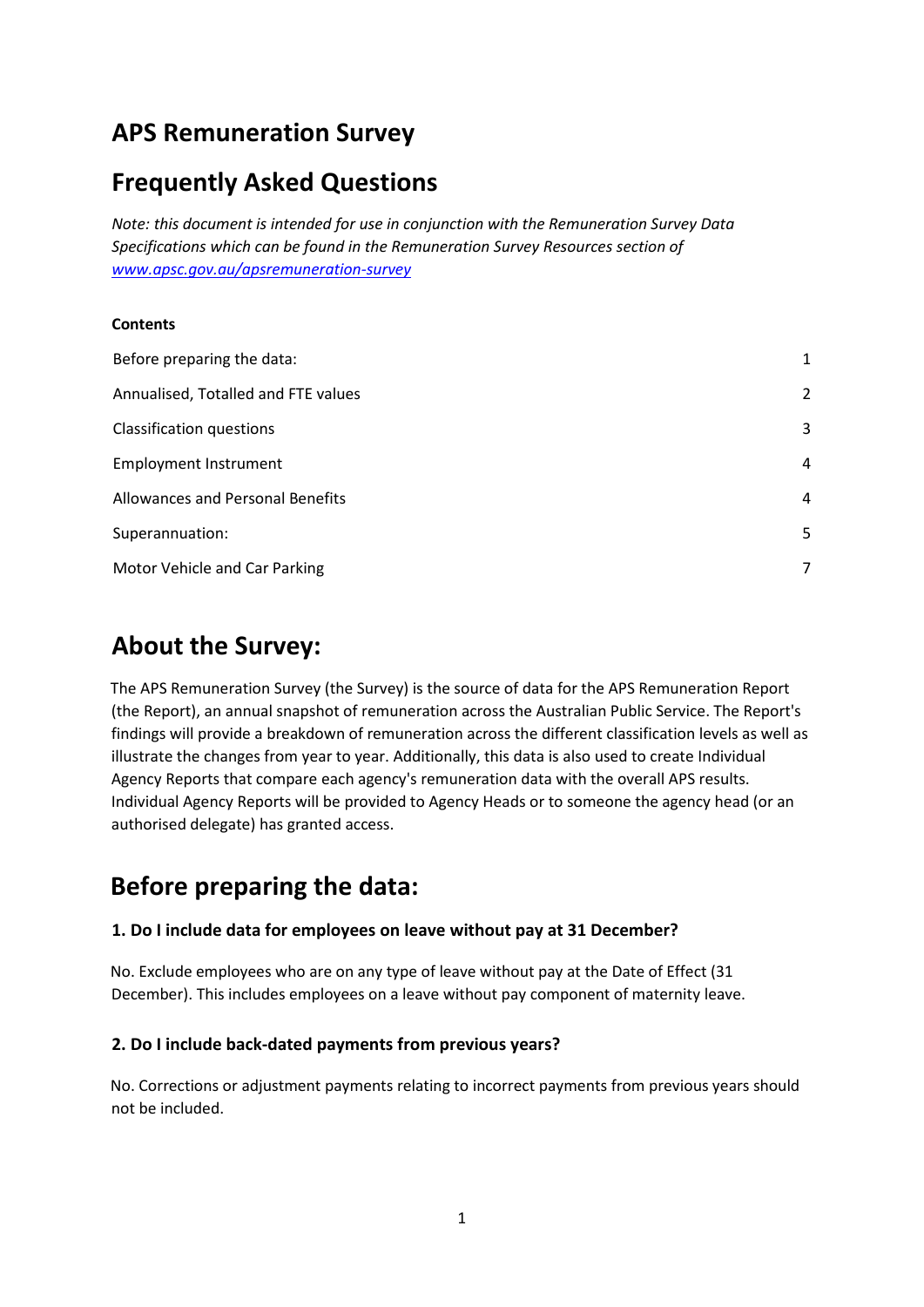# APS Remuneration Survey

# Frequently Asked Questions

*Note: this document is intended for use in conjunction with the Remuneration Survey Data Specifications which can be found in the Remuneration Survey Resources section of [www.apsc.gov.au/apsremuneration-survey](http://www.apsc.gov.au/apsremuneration-survey)*

**Contents**

| | |
|---|---|
| Before preparing the data: | 1 |
| Annualised, Totalled and FTE values | 2 |
| Classification questions | 3 |
| Employment Instrument | 4 |
| Allowances and Personal Benefits | 4 |
| Superannuation: | 5 |
| Motor Vehicle and Car Parking | 7 |

# About the Survey:

The APS Remuneration Survey (the Survey) is the source of data for the APS Remuneration Report (the Report), an annual snapshot of remuneration across the Australian Public Service. The Report's findings will provide a breakdown of remuneration across the different classification levels as well as illustrate the changes from year to year. Additionally, this data is also used to create Individual Agency Reports that compare each agency's remuneration data with the overall APS results. Individual Agency Reports will be provided to Agency Heads or to someone the agency head (or an authorised delegate) has granted access.

# Before preparing the data:

### 1. Do I include data for employees on leave without pay at 31 December?

No. Exclude employees who are on any type of leave without pay at the Date of Effect (31 December). This includes employees on a leave without pay component of maternity leave.

### 2. Do I include back-dated payments from previous years?

No. Corrections or adjustment payments relating to incorrect payments from previous years should not be included.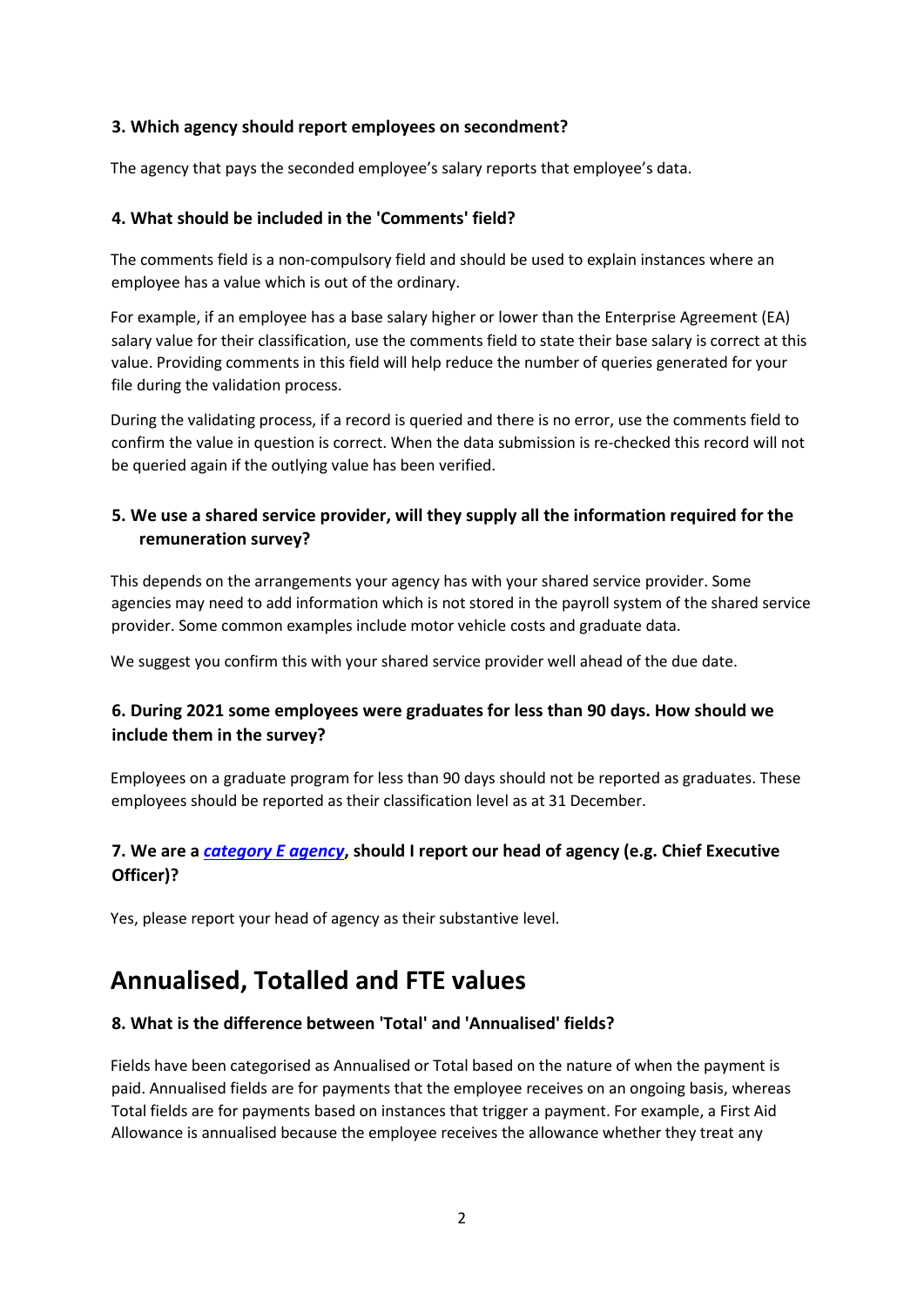### 3. Which agency should report employees on secondment?

The agency that pays the seconded employee's salary reports that employee's data.

### 4. What should be included in the 'Comments' field?

The comments field is a non-compulsory field and should be used to explain instances where an employee has a value which is out of the ordinary.

For example, if an employee has a base salary higher or lower than the Enterprise Agreement (EA) salary value for their classification, use the comments field to state their base salary is correct at this value. Providing comments in this field will help reduce the number of queries generated for your file during the validation process.

During the validating process, if a record is queried and there is no error, use the comments field to confirm the value in question is correct. When the data submission is re-checked this record will not be queried again if the outlying value has been verified.

### 5. We use a shared service provider, will they supply all the information required for the remuneration survey?

This depends on the arrangements your agency has with your shared service provider. Some agencies may need to add information which is not stored in the payroll system of the shared service provider. Some common examples include motor vehicle costs and graduate data.

We suggest you confirm this with your shared service provider well ahead of the due date.

### 6. During 2021 some employees were graduates for less than 90 days. How should we include them in the survey?

Employees on a graduate program for less than 90 days should not be reported as graduates. These employees should be reported as their classification level as at 31 December.

### 7. We are a *category E agency*, should I report our head of agency (e.g. Chief Executive Officer)?

Yes, please report your head of agency as their substantive level.

## Annualised, Totalled and FTE values

### 8. What is the difference between 'Total' and 'Annualised' fields?

Fields have been categorised as Annualised or Total based on the nature of when the payment is paid. Annualised fields are for payments that the employee receives on an ongoing basis, whereas Total fields are for payments based on instances that trigger a payment. For example, a First Aid Allowance is annualised because the employee receives the allowance whether they treat any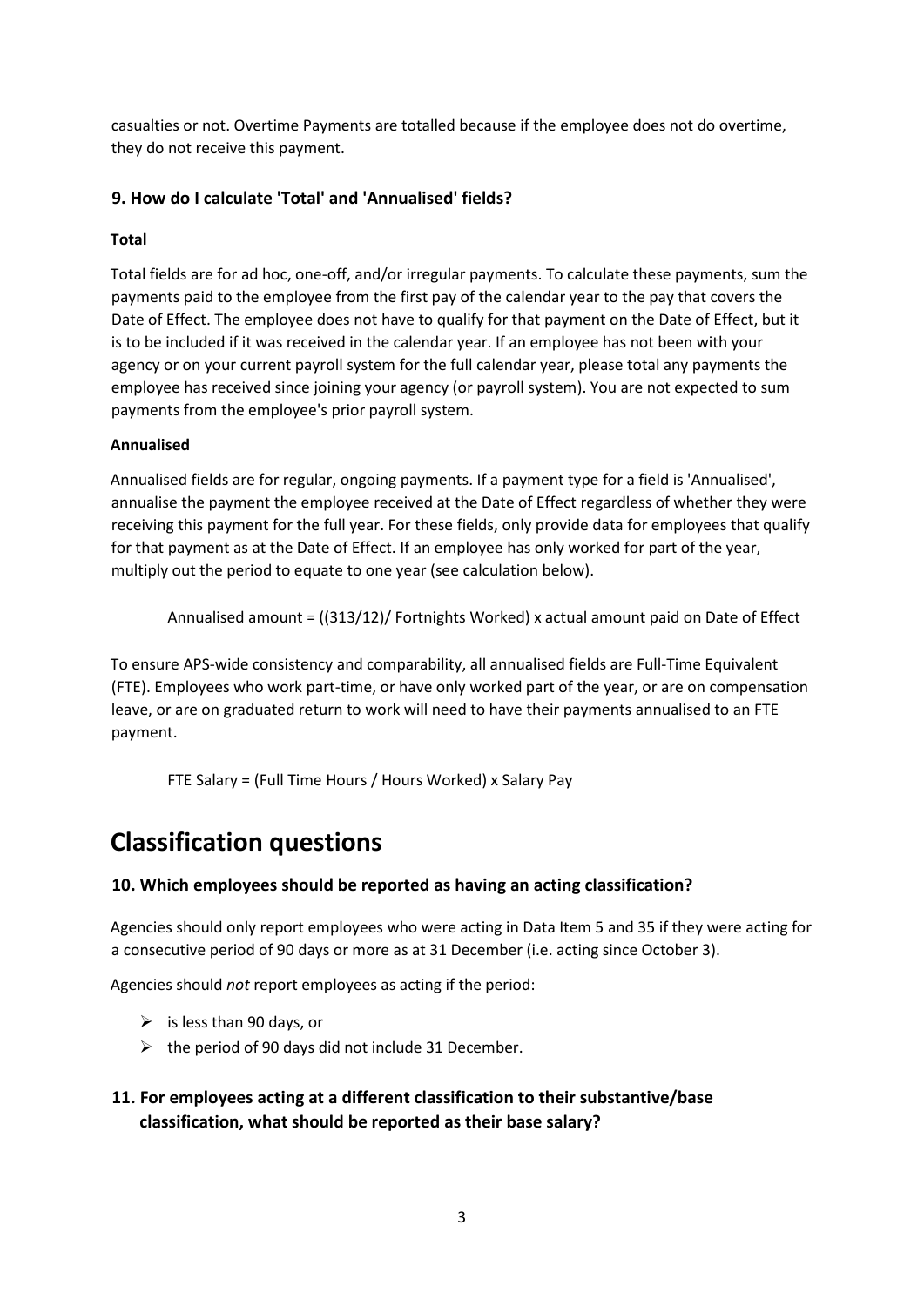casualties or not. Overtime Payments are totalled because if the employee does not do overtime, they do not receive this payment.

### 9. How do I calculate 'Total' and 'Annualised' fields?

**Total**

Total fields are for ad hoc, one-off, and/or irregular payments. To calculate these payments, sum the payments paid to the employee from the first pay of the calendar year to the pay that covers the Date of Effect. The employee does not have to qualify for that payment on the Date of Effect, but it is to be included if it was received in the calendar year. If an employee has not been with your agency or on your current payroll system for the full calendar year, please total any payments the employee has received since joining your agency (or payroll system). You are not expected to sum payments from the employee's prior payroll system.

**Annualised**

Annualised fields are for regular, ongoing payments. If a payment type for a field is 'Annualised', annualise the payment the employee received at the Date of Effect regardless of whether they were receiving this payment for the full year. For these fields, only provide data for employees that qualify for that payment as at the Date of Effect. If an employee has only worked for part of the year, multiply out the period to equate to one year (see calculation below).

Annualised amount = ((313/12)/ Fortnights Worked) x actual amount paid on Date of Effect

To ensure APS-wide consistency and comparability, all annualised fields are Full-Time Equivalent (FTE). Employees who work part-time, or have only worked part of the year, or are on compensation leave, or are on graduated return to work will need to have their payments annualised to an FTE payment.

FTE Salary = (Full Time Hours / Hours Worked) x Salary Pay

## Classification questions

### 10. Which employees should be reported as having an acting classification?

Agencies should only report employees who were acting in Data Item 5 and 35 if they were acting for a consecutive period of 90 days or more as at 31 December (i.e. acting since October 3).

Agencies should ***not*** report employees as acting if the period:

- is less than 90 days, or
- the period of 90 days did not include 31 December.

### 11. For employees acting at a different classification to their substantive/base classification, what should be reported as their base salary?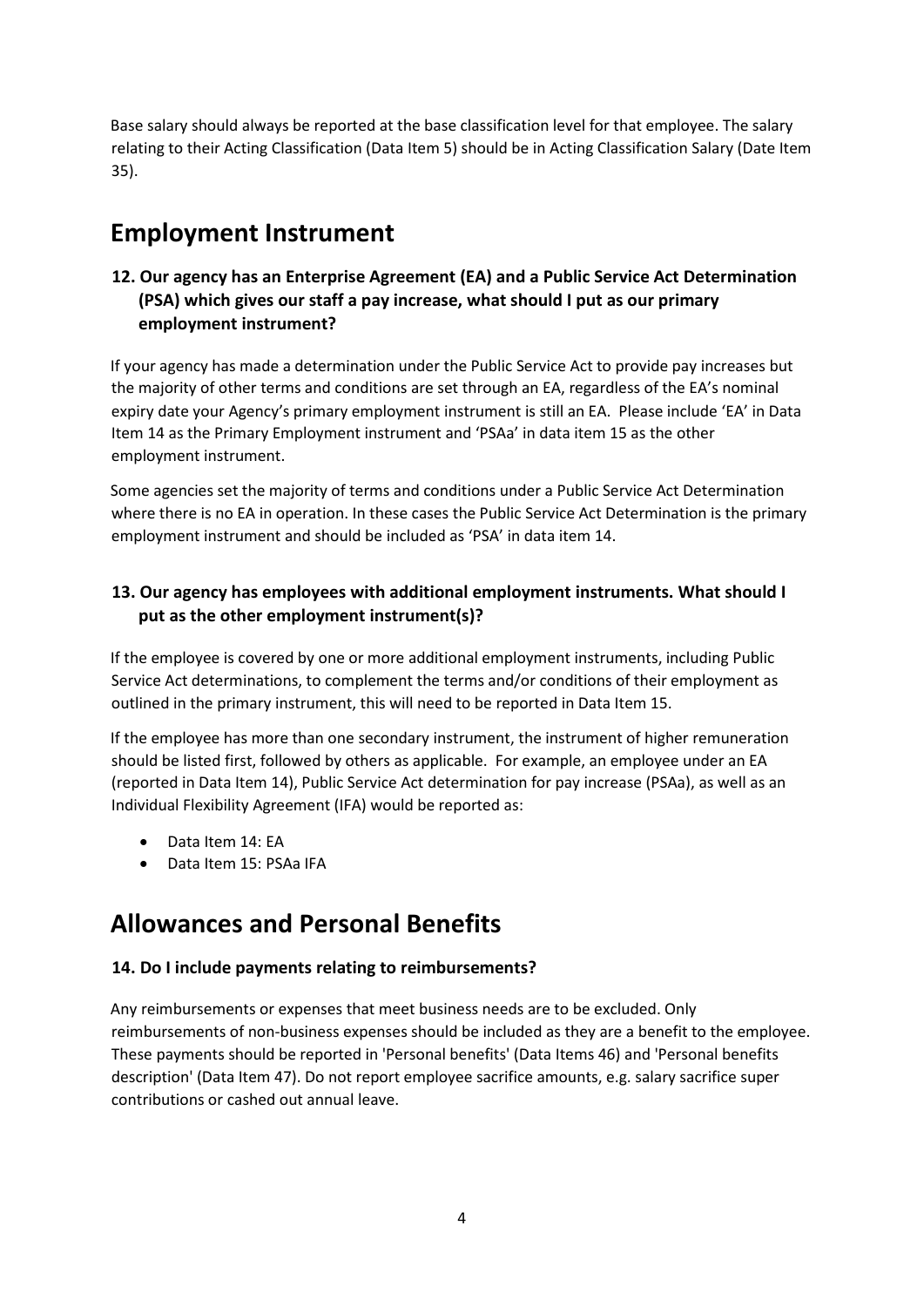Base salary should always be reported at the base classification level for that employee. The salary relating to their Acting Classification (Data Item 5) should be in Acting Classification Salary (Date Item 35).

## Employment Instrument

### 12. Our agency has an Enterprise Agreement (EA) and a Public Service Act Determination (PSA) which gives our staff a pay increase, what should I put as our primary employment instrument?

If your agency has made a determination under the Public Service Act to provide pay increases but the majority of other terms and conditions are set through an EA, regardless of the EA's nominal expiry date your Agency's primary employment instrument is still an EA. Please include 'EA' in Data Item 14 as the Primary Employment instrument and 'PSAa' in data item 15 as the other employment instrument.

Some agencies set the majority of terms and conditions under a Public Service Act Determination where there is no EA in operation. In these cases the Public Service Act Determination is the primary employment instrument and should be included as 'PSA' in data item 14.

### 13. Our agency has employees with additional employment instruments. What should I put as the other employment instrument(s)?

If the employee is covered by one or more additional employment instruments, including Public Service Act determinations, to complement the terms and/or conditions of their employment as outlined in the primary instrument, this will need to be reported in Data Item 15.

If the employee has more than one secondary instrument, the instrument of higher remuneration should be listed first, followed by others as applicable. For example, an employee under an EA (reported in Data Item 14), Public Service Act determination for pay increase (PSAa), as well as an Individual Flexibility Agreement (IFA) would be reported as:

- Data Item 14: EA
- Data Item 15: PSAa IFA

## Allowances and Personal Benefits

### 14. Do I include payments relating to reimbursements?

Any reimbursements or expenses that meet business needs are to be excluded. Only reimbursements of non-business expenses should be included as they are a benefit to the employee. These payments should be reported in 'Personal benefits' (Data Items 46) and 'Personal benefits description' (Data Item 47). Do not report employee sacrifice amounts, e.g. salary sacrifice super contributions or cashed out annual leave.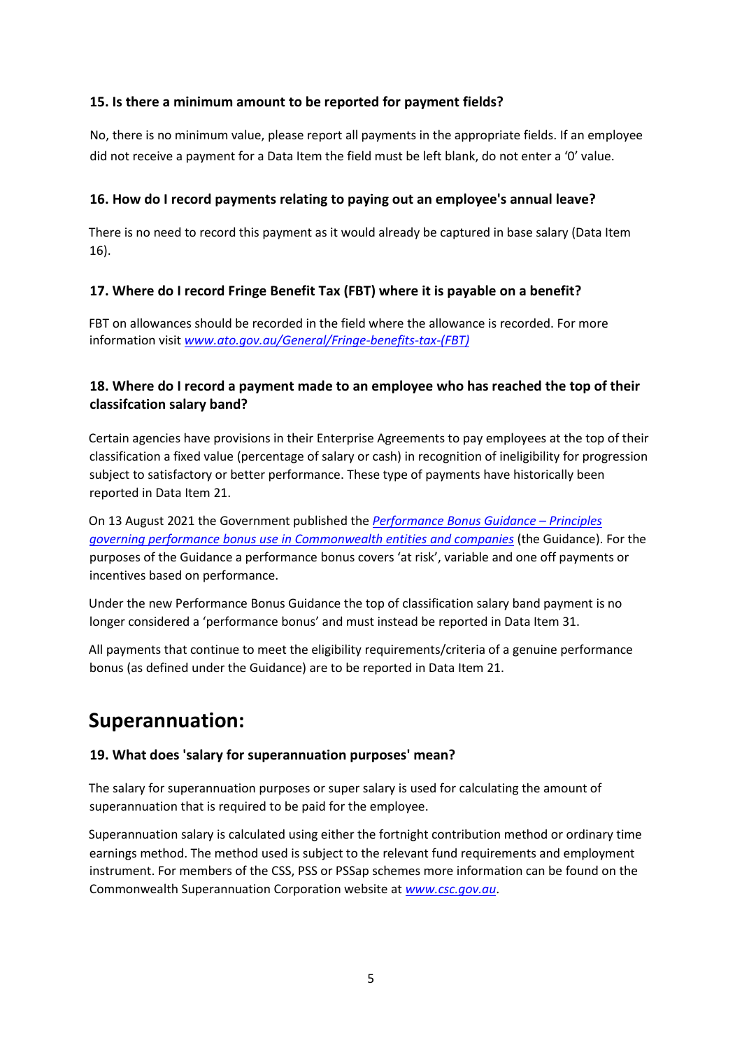#### 15. Is there a minimum amount to be reported for payment fields?

No, there is no minimum value, please report all payments in the appropriate fields. If an employee did not receive a payment for a Data Item the field must be left blank, do not enter a '0' value.

#### 16. How do I record payments relating to paying out an employee's annual leave?

There is no need to record this payment as it would already be captured in base salary (Data Item 16).

#### 17. Where do I record Fringe Benefit Tax (FBT) where it is payable on a benefit?

FBT on allowances should be recorded in the field where the allowance is recorded. For more information visit *www.ato.gov.au/General/Fringe-benefits-tax-(FBT)*

#### 18. Where do I record a payment made to an employee who has reached the top of their classifcation salary band?

Certain agencies have provisions in their Enterprise Agreements to pay employees at the top of their classification a fixed value (percentage of salary or cash) in recognition of ineligibility for progression subject to satisfactory or better performance. These type of payments have historically been reported in Data Item 21.

On 13 August 2021 the Government published the *Performance Bonus Guidance – Principles governing performance bonus use in Commonwealth entities and companies* (the Guidance). For the purposes of the Guidance a performance bonus covers 'at risk', variable and one off payments or incentives based on performance.

Under the new Performance Bonus Guidance the top of classification salary band payment is no longer considered a 'performance bonus' and must instead be reported in Data Item 31.

All payments that continue to meet the eligibility requirements/criteria of a genuine performance bonus (as defined under the Guidance) are to be reported in Data Item 21.

## Superannuation:

#### 19. What does 'salary for superannuation purposes' mean?

The salary for superannuation purposes or super salary is used for calculating the amount of superannuation that is required to be paid for the employee.

Superannuation salary is calculated using either the fortnight contribution method or ordinary time earnings method. The method used is subject to the relevant fund requirements and employment instrument. For members of the CSS, PSS or PSSap schemes more information can be found on the Commonwealth Superannuation Corporation website at *www.csc.gov.au*.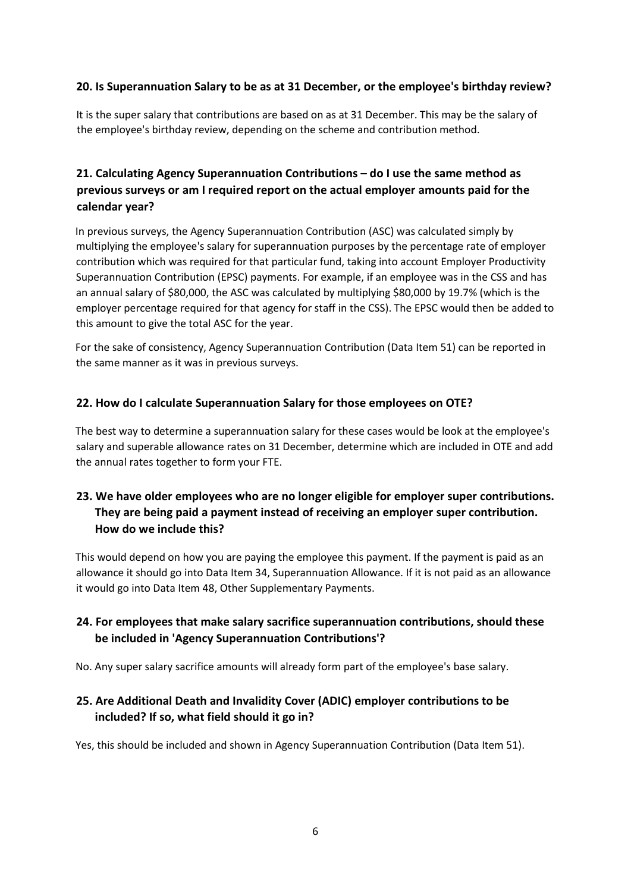### 20. Is Superannuation Salary to be as at 31 December, or the employee's birthday review?

It is the super salary that contributions are based on as at 31 December. This may be the salary of the employee's birthday review, depending on the scheme and contribution method.

### 21. Calculating Agency Superannuation Contributions – do I use the same method as previous surveys or am I required report on the actual employer amounts paid for the calendar year?

In previous surveys, the Agency Superannuation Contribution (ASC) was calculated simply by multiplying the employee's salary for superannuation purposes by the percentage rate of employer contribution which was required for that particular fund, taking into account Employer Productivity Superannuation Contribution (EPSC) payments. For example, if an employee was in the CSS and has an annual salary of $80,000, the ASC was calculated by multiplying $80,000 by 19.7% (which is the employer percentage required for that agency for staff in the CSS). The EPSC would then be added to this amount to give the total ASC for the year.

For the sake of consistency, Agency Superannuation Contribution (Data Item 51) can be reported in the same manner as it was in previous surveys.

### 22. How do I calculate Superannuation Salary for those employees on OTE?

The best way to determine a superannuation salary for these cases would be look at the employee's salary and superable allowance rates on 31 December, determine which are included in OTE and add the annual rates together to form your FTE.

### 23. We have older employees who are no longer eligible for employer super contributions. They are being paid a payment instead of receiving an employer super contribution. How do we include this?

This would depend on how you are paying the employee this payment. If the payment is paid as an allowance it should go into Data Item 34, Superannuation Allowance. If it is not paid as an allowance it would go into Data Item 48, Other Supplementary Payments.

### 24. For employees that make salary sacrifice superannuation contributions, should these be included in 'Agency Superannuation Contributions'?

No. Any super salary sacrifice amounts will already form part of the employee's base salary.

### 25. Are Additional Death and Invalidity Cover (ADIC) employer contributions to be included? If so, what field should it go in?

Yes, this should be included and shown in Agency Superannuation Contribution (Data Item 51).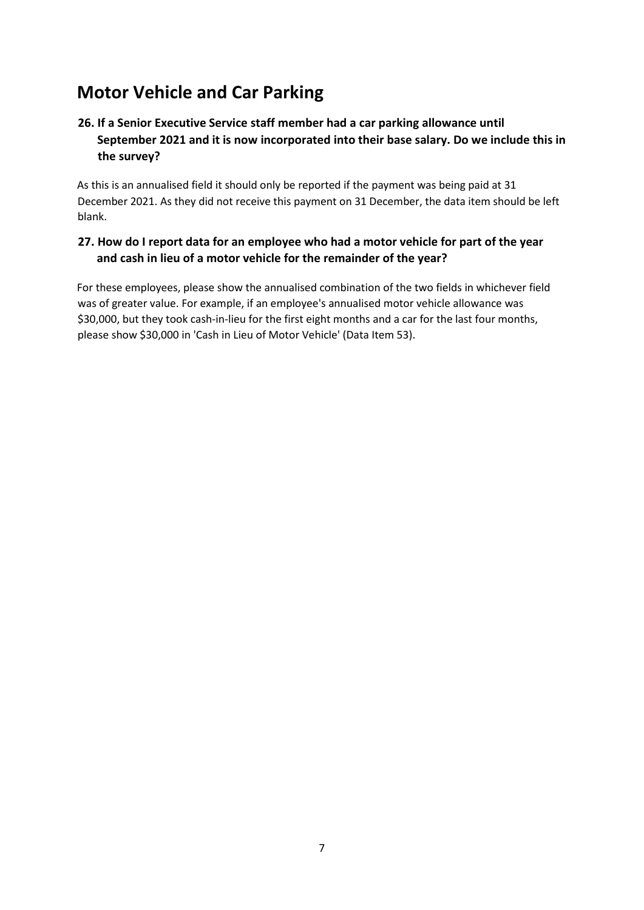# Motor Vehicle and Car Parking

### 26. If a Senior Executive Service staff member had a car parking allowance until September 2021 and it is now incorporated into their base salary. Do we include this in the survey?

As this is an annualised field it should only be reported if the payment was being paid at 31 December 2021. As they did not receive this payment on 31 December, the data item should be left blank.

### 27. How do I report data for an employee who had a motor vehicle for part of the year and cash in lieu of a motor vehicle for the remainder of the year?

For these employees, please show the annualised combination of the two fields in whichever field was of greater value. For example, if an employee's annualised motor vehicle allowance was $30,000, but they took cash-in-lieu for the first eight months and a car for the last four months, please show $30,000 in 'Cash in Lieu of Motor Vehicle' (Data Item 53).